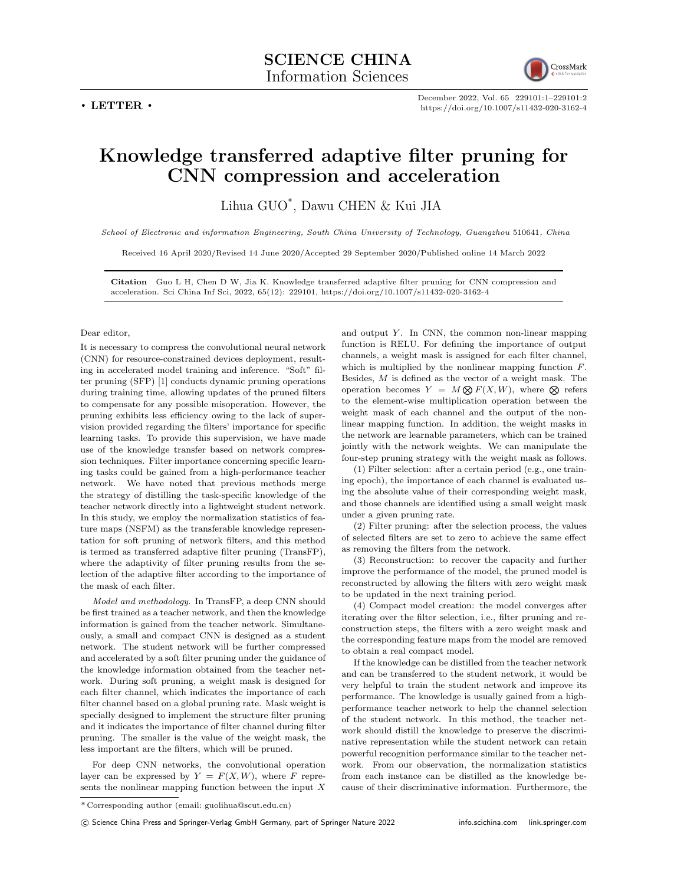**SCIENCE CHINA**
Information Sciences

• LETTER •

# Knowledge transferred adaptive filter pruning for CNN compression and acceleration

Lihua GUO*, Dawu CHEN & Kui JIA

*School of Electronic and information Engineering, South China University of Technology, Guangzhou 510641, China*

Received 16 April 2020/Revised 14 June 2020/Accepted 29 September 2020/Published online 14 March 2022

**Citation** Guo L H, Chen D W, Jia K. Knowledge transferred adaptive filter pruning for CNN compression and acceleration. Sci China Inf Sci, 2022, 65(12): 229101, https://doi.org/10.1007/s11432-020-3162-4

Dear editor,

It is necessary to compress the convolutional neural network (CNN) for resource-constrained devices deployment, resulting in accelerated model training and inference. "Soft" filter pruning (SFP) [1] conducts dynamic pruning operations during training time, allowing updates of the pruned filters to compensate for any possible misoperation. However, the pruning exhibits less efficiency owing to the lack of supervision provided regarding the filters' importance for specific learning tasks. To provide this supervision, we have made use of the knowledge transfer based on network compression techniques. Filter importance concerning specific learning tasks could be gained from a high-performance teacher network. We have noted that previous methods merge the strategy of distilling the task-specific knowledge of the teacher network directly into a lightweight student network. In this study, we employ the normalization statistics of feature maps (NSFM) as the transferable knowledge representation for soft pruning of network filters, and this method is termed as transferred adaptive filter pruning (TransFP), where the adaptivity of filter pruning results from the selection of the adaptive filter according to the importance of the mask of each filter.

*Model and methodology.* In TransFP, a deep CNN should be first trained as a teacher network, and then the knowledge information is gained from the teacher network. Simultaneously, a small and compact CNN is designed as a student network. The student network will be further compressed and accelerated by a soft filter pruning under the guidance of the knowledge information obtained from the teacher network. During soft pruning, a weight mask is designed for each filter channel, which indicates the importance of each filter channel based on a global pruning rate. Mask weight is specially designed to implement the structure filter pruning and it indicates the importance of filter channel during filter pruning. The smaller is the value of the weight mask, the less important are the filters, which will be pruned.

For deep CNN networks, the convolutional operation layer can be expressed by $Y = F(X, W)$, where $F$ represents the nonlinear mapping function between the input $X$ and output $Y$. In CNN, the common non-linear mapping function is RELU. For defining the importance of output channels, a weight mask is assigned for each filter channel, which is multiplied by the nonlinear mapping function $F$. Besides, $M$ is defined as the vector of a weight mask. The operation becomes $Y = M \bigotimes F(X, W)$, where $\bigotimes$ refers to the element-wise multiplication operation between the weight mask of each channel and the output of the nonlinear mapping function. In addition, the weight masks in the network are learnable parameters, which can be trained jointly with the network weights. We can manipulate the four-step pruning strategy with the weight mask as follows.

(1) Filter selection: after a certain period (e.g., one training epoch), the importance of each channel is evaluated using the absolute value of their corresponding weight mask, and those channels are identified using a small weight mask under a given pruning rate.

(2) Filter pruning: after the selection process, the values of selected filters are set to zero to achieve the same effect as removing the filters from the network.

(3) Reconstruction: to recover the capacity and further improve the performance of the model, the pruned model is reconstructed by allowing the filters with zero weight mask to be updated in the next training period.

(4) Compact model creation: the model converges after iterating over the filter selection, i.e., filter pruning and reconstruction steps, the filters with a zero weight mask and the corresponding feature maps from the model are removed to obtain a real compact model.

If the knowledge can be distilled from the teacher network and can be transferred to the student network, it would be very helpful to train the student network and improve its performance. The knowledge is usually gained from a high-performance teacher network to help the channel selection of the student network. In this method, the teacher network should distill the knowledge to preserve the discriminative representation while the student network can retain powerful recognition performance similar to the teacher network. From our observation, the normalization statistics from each instance can be distilled as the knowledge because of their discriminative information. Furthermore, the

* Corresponding author (email: guolihua@scut.edu.cn)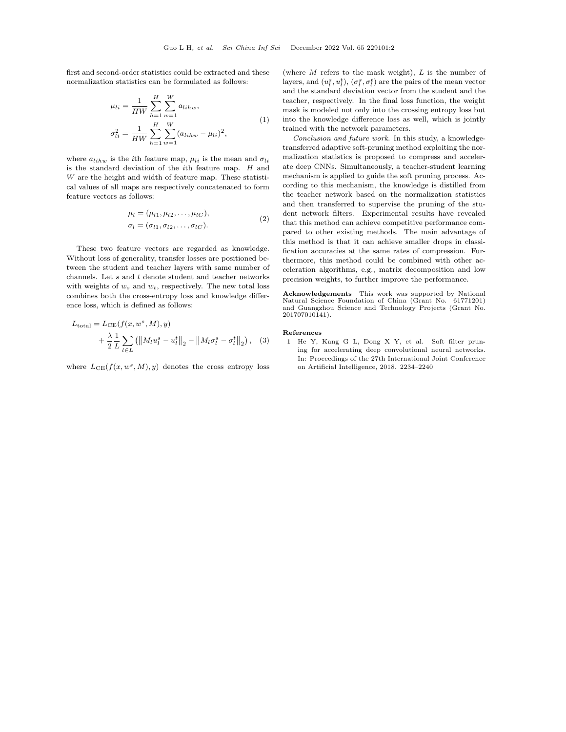first and second-order statistics could be extracted and these normalization statistics can be formulated as follows:

$$
\begin{aligned}
\mu_{li} &= \frac{1}{HW}\sum_{h=1}^{H}\sum_{w=1}^{W} a_{lihw}, \\
\sigma_{li}^2 &= \frac{1}{HW}\sum_{h=1}^{H}\sum_{w=1}^{W} (a_{lihw} - \mu_{li})^2,
\end{aligned} \tag{1}
$$

where $a_{lihw}$ is the $i$th feature map, $\mu_{li}$ is the mean and $\sigma_{li}$ is the standard deviation of the $i$th feature map. $H$ and $W$ are the height and width of feature map. These statistical values of all maps are respectively concatenated to form feature vectors as follows:

$$
\begin{aligned}
\mu_l &= (\mu_{l1}, \mu_{l2}, \ldots, \mu_{lC}), \\
\sigma_l &= (\sigma_{l1}, \sigma_{l2}, \ldots, \sigma_{lC}).
\end{aligned} \tag{2}
$$

These two feature vectors are regarded as knowledge. Without loss of generality, transfer losses are positioned between the student and teacher layers with same number of channels. Let $s$ and $t$ denote student and teacher networks with weights of $w_s$ and $w_t$, respectively. The new total loss combines both the cross-entropy loss and knowledge difference loss, which is defined as follows:

$$
\begin{aligned}
L_{\text{total}} = {} & L_{\text{CE}}(f(x, w^s, M), y) \\
& + \frac{\lambda}{2}\frac{1}{L}\sum_{l \in L}\left(\left\|M_l u_l^s - u_l^t\right\|_2 - \left\|M_l \sigma_l^s - \sigma_l^t\right\|_2\right),
\end{aligned} \tag{3}
$$

where $L_{\text{CE}}(f(x, w^s, M), y)$ denotes the cross entropy loss (where $M$ refers to the mask weight), $L$ is the number of layers, and $(u_l^s, u_l^t)$, $(\sigma_l^s, \sigma_l^t)$ are the pairs of the mean vector and the standard deviation vector from the student and the teacher, respectively. In the final loss function, the weight mask is modeled not only into the crossing entropy loss but into the knowledge difference loss as well, which is jointly trained with the network parameters.

*Conclusion and future work.* In this study, a knowledge-transferred adaptive soft-pruning method exploiting the normalization statistics is proposed to compress and accelerate deep CNNs. Simultaneously, a teacher-student learning mechanism is applied to guide the soft pruning process. According to this mechanism, the knowledge is distilled from the teacher network based on the normalization statistics and then transferred to supervise the pruning of the student network filters. Experimental results have revealed that this method can achieve competitive performance compared to other existing methods. The main advantage of this method is that it can achieve smaller drops in classification accuracies at the same rates of compression. Furthermore, this method could be combined with other acceleration algorithms, e.g., matrix decomposition and low precision weights, to further improve the performance.

**Acknowledgements** This work was supported by National Natural Science Foundation of China (Grant No. 61771201) and Guangzhou Science and Technology Projects (Grant No. 201707010141).

**References**

1 He Y, Kang G L, Dong X Y, et al. Soft filter pruning for accelerating deep convolutional neural networks. In: Proceedings of the 27th International Joint Conference on Artificial Intelligence, 2018. 2234–2240